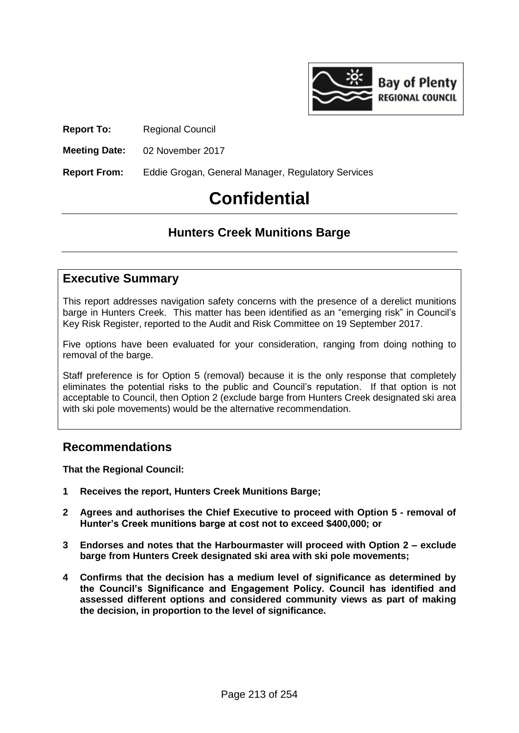**Report To:** Regional Council

**Meeting Date:** 02 November 2017

**Report From:** Eddie Grogan, General Manager, Regulatory Services

# Confidential

## Hunters Creek Munitions Barge

## Executive Summary

This report addresses navigation safety concerns with the presence of a derelict munitions barge in Hunters Creek. This matter has been identified as an "emerging risk" in Council's Key Risk Register, reported to the Audit and Risk Committee on 19 September 2017.

Five options have been evaluated for your consideration, ranging from doing nothing to removal of the barge.

Staff preference is for Option 5 (removal) because it is the only response that completely eliminates the potential risks to the public and Council's reputation. If that option is not acceptable to Council, then Option 2 (exclude barge from Hunters Creek designated ski area with ski pole movements) would be the alternative recommendation.

## Recommendations

**That the Regional Council:**

1. **Receives the report, Hunters Creek Munitions Barge;**
2. **Agrees and authorises the Chief Executive to proceed with Option 5 - removal of Hunter's Creek munitions barge at cost not to exceed $400,000; or**
3. **Endorses and notes that the Harbourmaster will proceed with Option 2 – exclude barge from Hunters Creek designated ski area with ski pole movements;**
4. **Confirms that the decision has a medium level of significance as determined by the Council's Significance and Engagement Policy. Council has identified and assessed different options and considered community views as part of making the decision, in proportion to the level of significance.**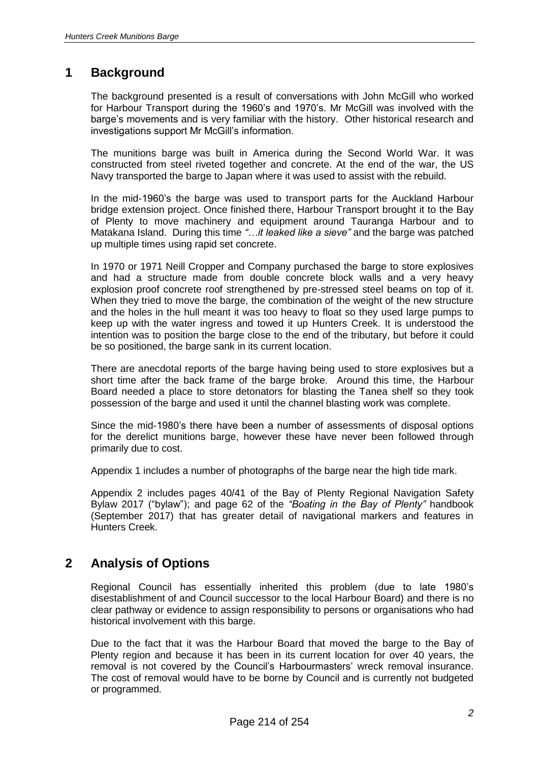## 1 Background

The background presented is a result of conversations with John McGill who worked for Harbour Transport during the 1960's and 1970's. Mr McGill was involved with the barge's movements and is very familiar with the history. Other historical research and investigations support Mr McGill's information.

The munitions barge was built in America during the Second World War. It was constructed from steel riveted together and concrete. At the end of the war, the US Navy transported the barge to Japan where it was used to assist with the rebuild.

In the mid-1960's the barge was used to transport parts for the Auckland Harbour bridge extension project. Once finished there, Harbour Transport brought it to the Bay of Plenty to move machinery and equipment around Tauranga Harbour and to Matakana Island. During this time *"…it leaked like a sieve"* and the barge was patched up multiple times using rapid set concrete.

In 1970 or 1971 Neill Cropper and Company purchased the barge to store explosives and had a structure made from double concrete block walls and a very heavy explosion proof concrete roof strengthened by pre-stressed steel beams on top of it. When they tried to move the barge, the combination of the weight of the new structure and the holes in the hull meant it was too heavy to float so they used large pumps to keep up with the water ingress and towed it up Hunters Creek. It is understood the intention was to position the barge close to the end of the tributary, but before it could be so positioned, the barge sank in its current location.

There are anecdotal reports of the barge having being used to store explosives but a short time after the back frame of the barge broke. Around this time, the Harbour Board needed a place to store detonators for blasting the Tanea shelf so they took possession of the barge and used it until the channel blasting work was complete.

Since the mid-1980's there have been a number of assessments of disposal options for the derelict munitions barge, however these have never been followed through primarily due to cost.

Appendix 1 includes a number of photographs of the barge near the high tide mark.

Appendix 2 includes pages 40/41 of the Bay of Plenty Regional Navigation Safety Bylaw 2017 ("bylaw"); and page 62 of the *"Boating in the Bay of Plenty"* handbook (September 2017) that has greater detail of navigational markers and features in Hunters Creek.

## 2 Analysis of Options

Regional Council has essentially inherited this problem (due to late 1980's disestablishment of and Council successor to the local Harbour Board) and there is no clear pathway or evidence to assign responsibility to persons or organisations who had historical involvement with this barge.

Due to the fact that it was the Harbour Board that moved the barge to the Bay of Plenty region and because it has been in its current location for over 40 years, the removal is not covered by the Council's Harbourmasters' wreck removal insurance. The cost of removal would have to be borne by Council and is currently not budgeted or programmed.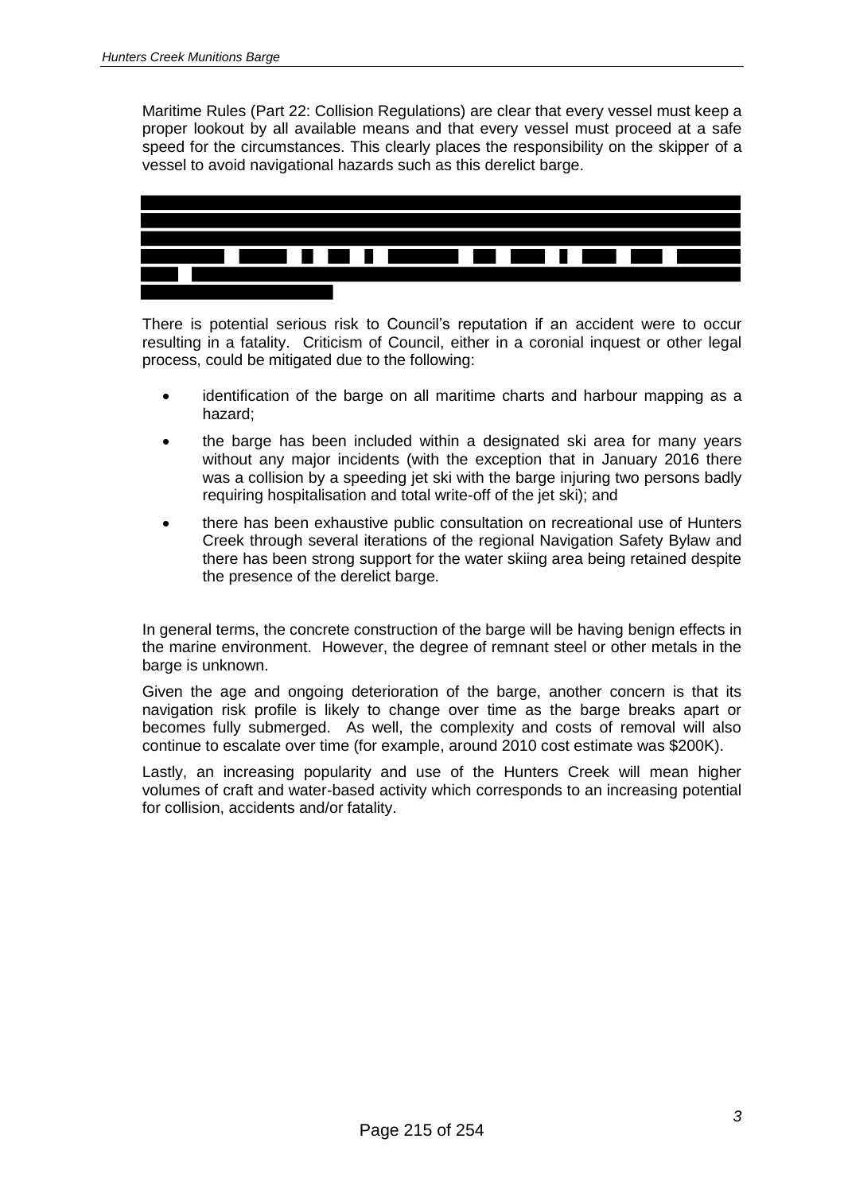Maritime Rules (Part 22: Collision Regulations) are clear that every vessel must keep a proper lookout by all available means and that every vessel must proceed at a safe speed for the circumstances. This clearly places the responsibility on the skipper of a vessel to avoid navigational hazards such as this derelict barge.

There is potential serious risk to Council's reputation if an accident were to occur resulting in a fatality. Criticism of Council, either in a coronial inquest or other legal process, could be mitigated due to the following:

- identification of the barge on all maritime charts and harbour mapping as a hazard;
- the barge has been included within a designated ski area for many years without any major incidents (with the exception that in January 2016 there was a collision by a speeding jet ski with the barge injuring two persons badly requiring hospitalisation and total write-off of the jet ski); and
- there has been exhaustive public consultation on recreational use of Hunters Creek through several iterations of the regional Navigation Safety Bylaw and there has been strong support for the water skiing area being retained despite the presence of the derelict barge.

In general terms, the concrete construction of the barge will be having benign effects in the marine environment. However, the degree of remnant steel or other metals in the barge is unknown.

Given the age and ongoing deterioration of the barge, another concern is that its navigation risk profile is likely to change over time as the barge breaks apart or becomes fully submerged. As well, the complexity and costs of removal will also continue to escalate over time (for example, around 2010 cost estimate was $200K).

Lastly, an increasing popularity and use of the Hunters Creek will mean higher volumes of craft and water-based activity which corresponds to an increasing potential for collision, accidents and/or fatality.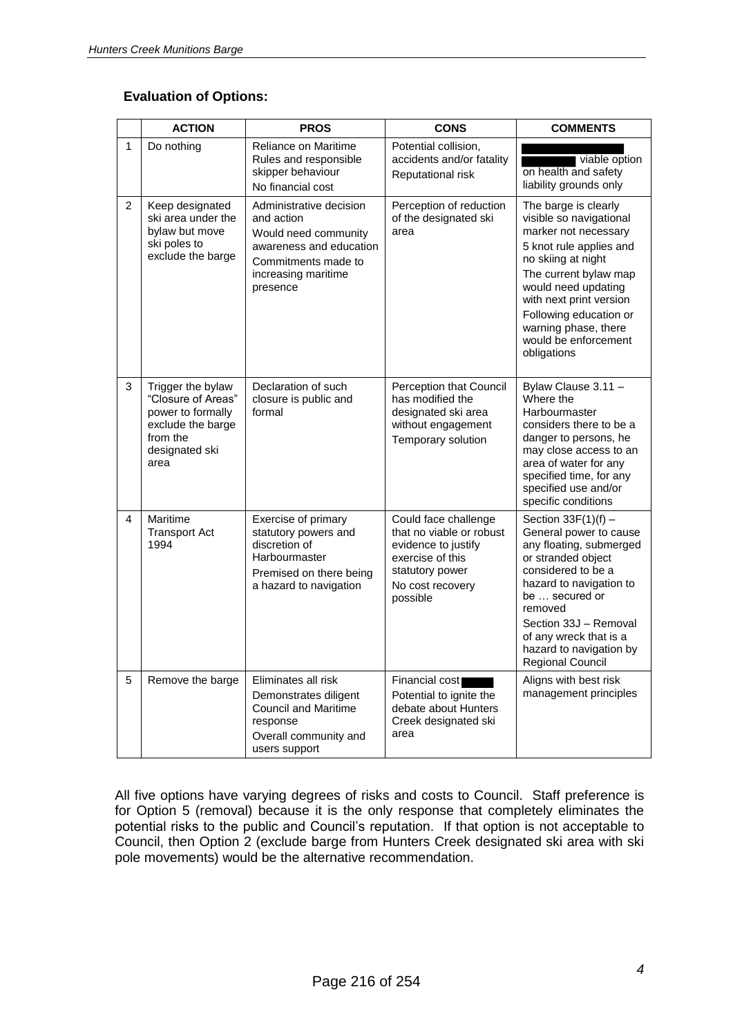**Evaluation of Options:**

| | ACTION | PROS | CONS | COMMENTS |
|---|---|---|---|---|
| 1 | Do nothing | Reliance on Maritime Rules and responsible skipper behaviour<br>No financial cost | Potential collision, accidents and/or fatality<br>Reputational risk | viable option on health and safety liability grounds only |
| 2 | Keep designated ski area under the bylaw but move ski poles to exclude the barge | Administrative decision and action<br>Would need community awareness and education<br>Commitments made to increasing maritime presence | Perception of reduction of the designated ski area | The barge is clearly visible so navigational marker not necessary<br>5 knot rule applies and no skiing at night<br>The current bylaw map would need updating with next print version<br>Following education or warning phase, there would be enforcement obligations |
| 3 | Trigger the bylaw "Closure of Areas" power to formally exclude the barge from the designated ski area | Declaration of such closure is public and formal | Perception that Council has modified the designated ski area without engagement<br>Temporary solution | Bylaw Clause 3.11 – Where the Harbourmaster considers there to be a danger to persons, he may close access to an area of water for any specified time, for any specified use and/or specific conditions |
| 4 | Maritime Transport Act 1994 | Exercise of primary statutory powers and discretion of Harbourmaster<br>Premised on there being a hazard to navigation | Could face challenge that no viable or robust evidence to justify exercise of this statutory power<br>No cost recovery possible | Section 33F(1)(f) – General power to cause any floating, submerged or stranded object considered to be a hazard to navigation to be … secured or removed<br>Section 33J – Removal of any wreck that is a hazard to navigation by Regional Council |
| 5 | Remove the barge | Eliminates all risk<br>Demonstrates diligent Council and Maritime response<br>Overall community and users support | Financial cost<br>Potential to ignite the debate about Hunters Creek designated ski area | Aligns with best risk management principles |

All five options have varying degrees of risks and costs to Council. Staff preference is for Option 5 (removal) because it is the only response that completely eliminates the potential risks to the public and Council's reputation. If that option is not acceptable to Council, then Option 2 (exclude barge from Hunters Creek designated ski area with ski pole movements) would be the alternative recommendation.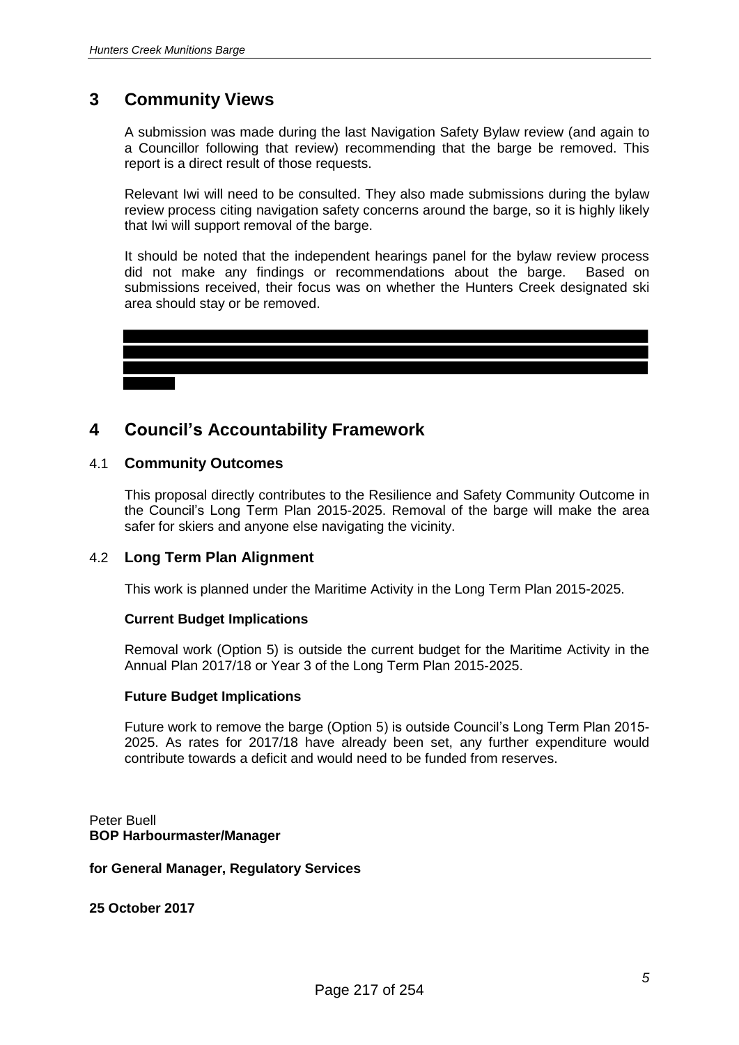## 3 Community Views

A submission was made during the last Navigation Safety Bylaw review (and again to a Councillor following that review) recommending that the barge be removed. This report is a direct result of those requests.

Relevant Iwi will need to be consulted. They also made submissions during the bylaw review process citing navigation safety concerns around the barge, so it is highly likely that Iwi will support removal of the barge.

It should be noted that the independent hearings panel for the bylaw review process did not make any findings or recommendations about the barge. Based on submissions received, their focus was on whether the Hunters Creek designated ski area should stay or be removed.

## 4 Council's Accountability Framework

### 4.1 Community Outcomes

This proposal directly contributes to the Resilience and Safety Community Outcome in the Council's Long Term Plan 2015-2025. Removal of the barge will make the area safer for skiers and anyone else navigating the vicinity.

### 4.2 Long Term Plan Alignment

This work is planned under the Maritime Activity in the Long Term Plan 2015-2025.

**Current Budget Implications**

Removal work (Option 5) is outside the current budget for the Maritime Activity in the Annual Plan 2017/18 or Year 3 of the Long Term Plan 2015-2025.

**Future Budget Implications**

Future work to remove the barge (Option 5) is outside Council's Long Term Plan 2015-2025. As rates for 2017/18 have already been set, any further expenditure would contribute towards a deficit and would need to be funded from reserves.

Peter Buell
**BOP Harbourmaster/Manager**

**for General Manager, Regulatory Services**

**25 October 2017**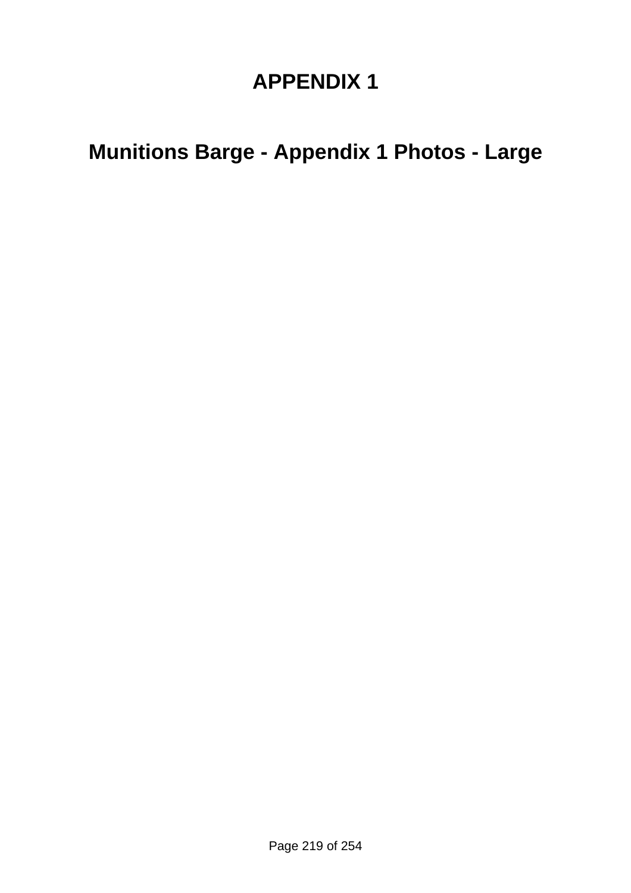# APPENDIX 1

## Munitions Barge - Appendix 1 Photos - Large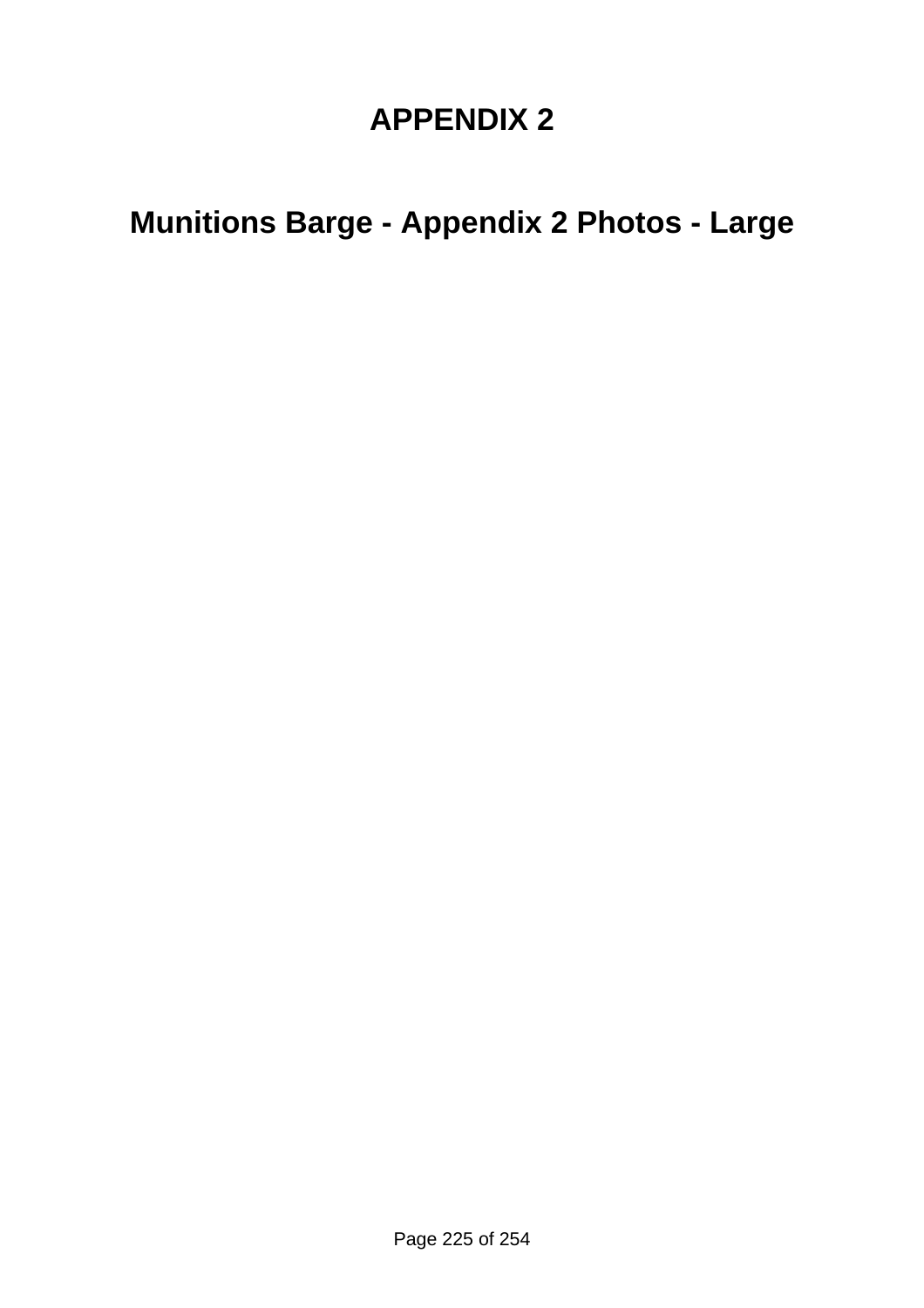# APPENDIX 2

## Munitions Barge - Appendix 2 Photos - Large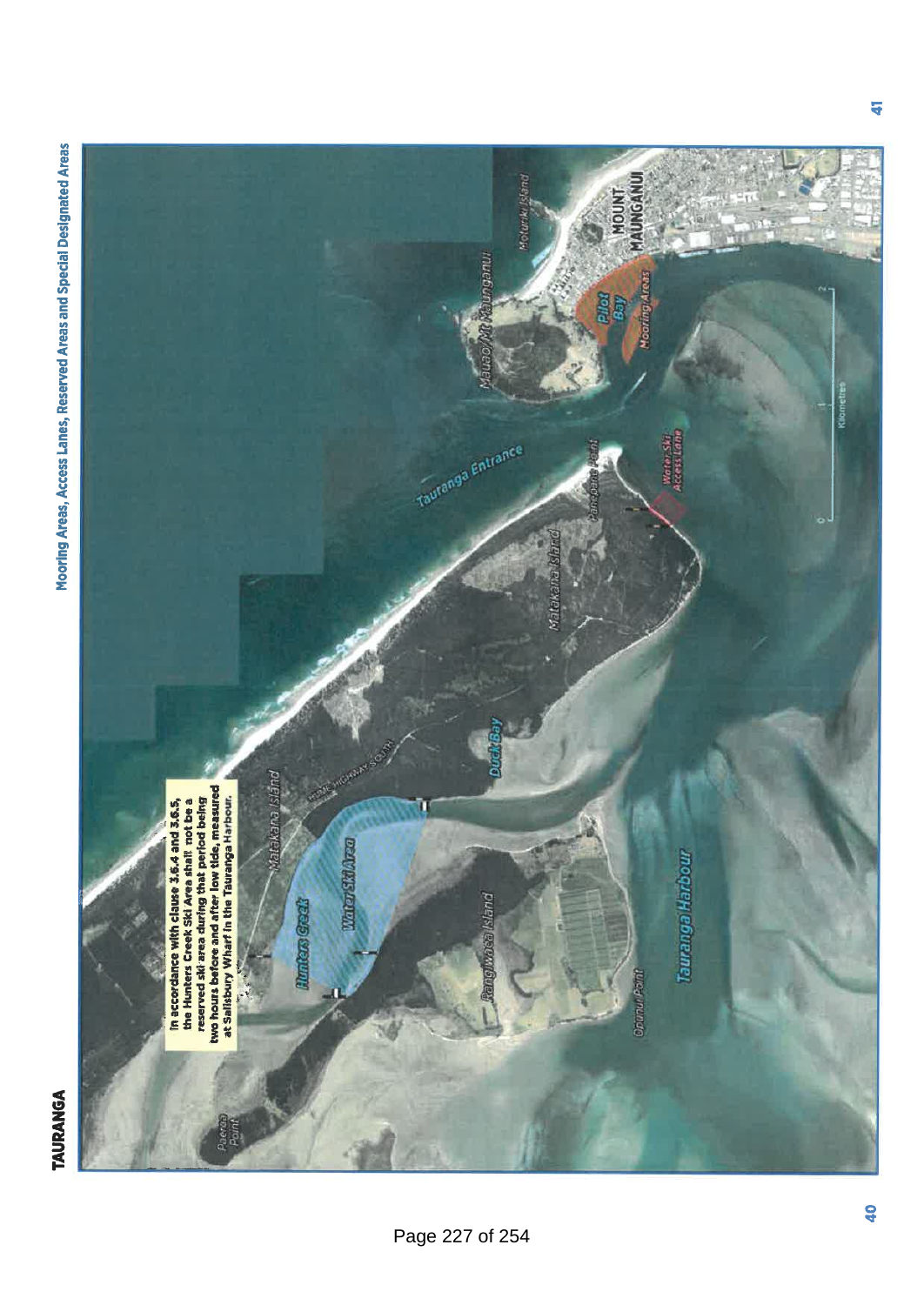# TAURANGA

## Mooring Areas, Access Lanes, Reserved Areas and Special Designated Areas

In accordance with clause 3.6.4 and 3.6.5, the Hunters Creek Ski Area shall not be a reserved ski area during that period being two hours before and after low tide, measured at Salisbury Wharf in the Tauranga Harbour.

Hunters Creek

Water Ski Area

Matakana Island

Rangiwaea Island

Duck Bay

Tauranga Harbour

Opounui Point

Panepane Point

Water Ski Access Lane

Tauranga Entrance

Mauao/Mt Maunganui

Pilot Bay

Mooring Areas

Moturiki Island

MOUNT MAUNGANUI

Paerea Point

Kilometres

0 1 2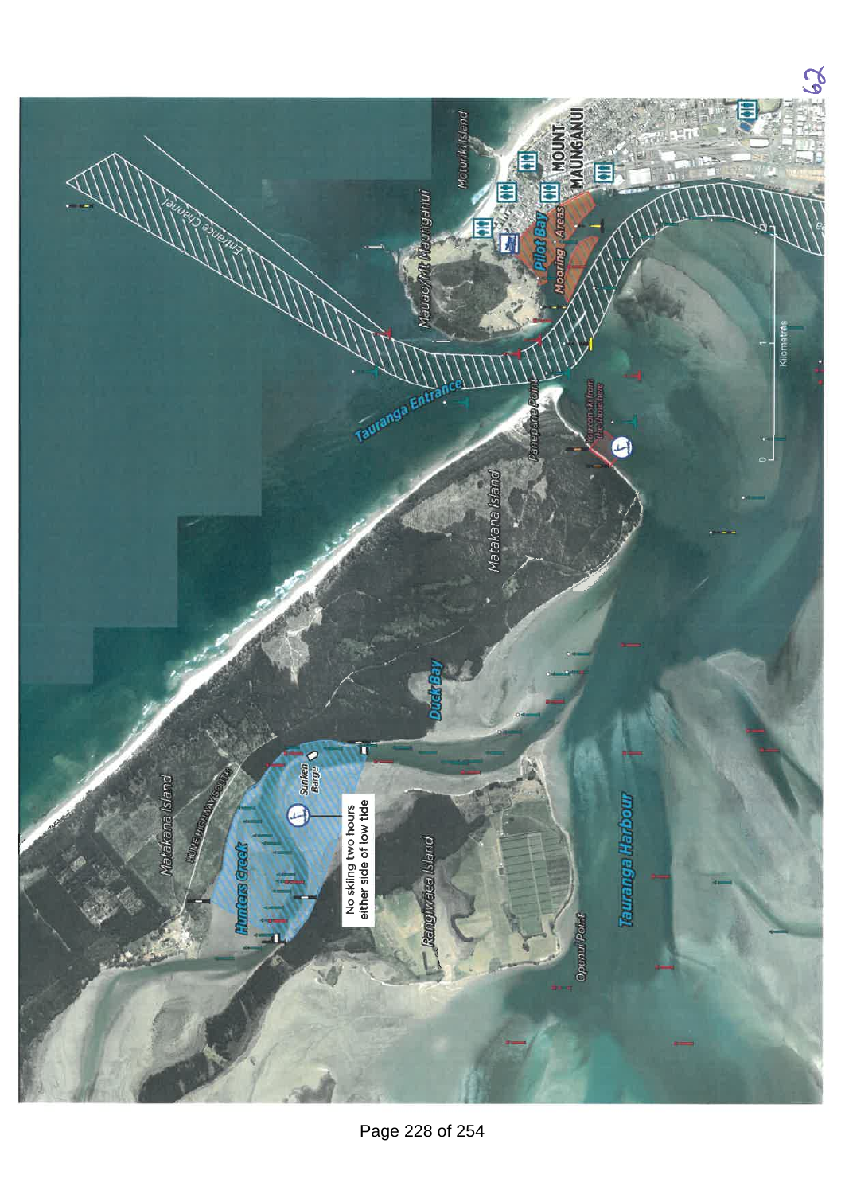Entrance Channel

Moturiki Island

MOUNT MAUNGANUI

Mauao/Mt Maunganui

Pilot Bay

Mooring Areas

Tauranga Entrance

Panepane Point

Matakana Island

Duck Bay

Sunken Barge

No skiing two hours either side of low tide

Hunters Creek

Rangiwaea Island

Opunui Point

Tauranga Harbour

0 1

Kilometres